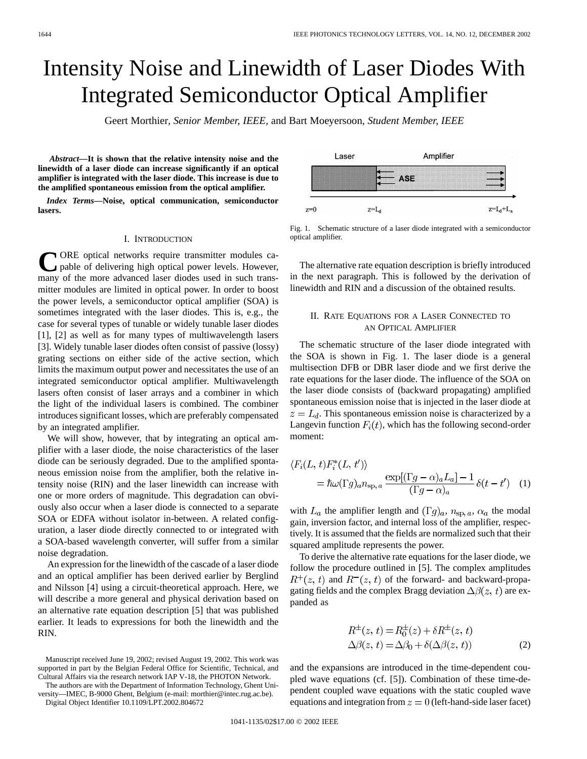# Intensity Noise and Linewidth of Laser Diodes With Integrated Semiconductor Optical Amplifier

Geert Morthier, *Senior Member, IEEE*, and Bart Moeyersoon, *Student Member, IEEE*

***Abstract*—It is shown that the relative intensity noise and the linewidth of a laser diode can increase significantly if an optical amplifier is integrated with the laser diode. This increase is due to the amplified spontaneous emission from the optical amplifier.**

***Index Terms*—Noise, optical communication, semiconductor lasers.**

## I. Introduction

CORE optical networks require transmitter modules capable of delivering high optical power levels. However, many of the more advanced laser diodes used in such transmitter modules are limited in optical power. In order to boost the power levels, a semiconductor optical amplifier (SOA) is sometimes integrated with the laser diodes. This is, e.g., the case for several types of tunable or widely tunable laser diodes [1], [2] as well as for many types of multiwavelength lasers [3]. Widely tunable laser diodes often consist of passive (lossy) grating sections on either side of the active section, which limits the maximum output power and necessitates the use of an integrated semiconductor optical amplifier. Multiwavelength lasers often consist of laser arrays and a combiner in which the light of the individual lasers is combined. The combiner introduces significant losses, which are preferably compensated by an integrated amplifier.

We will show, however, that by integrating an optical amplifier with a laser diode, the noise characteristics of the laser diode can be seriously degraded. Due to the amplified spontaneous emission noise from the amplifier, both the relative intensity noise (RIN) and the laser linewidth can increase with one or more orders of magnitude. This degradation can obviously also occur when a laser diode is connected to a separate SOA or EDFA without isolator in-between. A related configuration, a laser diode directly connected to or integrated with a SOA-based wavelength converter, will suffer from a similar noise degradation.

An expression for the linewidth of the cascade of a laser diode and an optical amplifier has been derived earlier by Berglind and Nilsson [4] using a circuit-theoretical approach. Here, we will describe a more general and physical derivation based on an alternative rate equation description [5] that was published earlier. It leads to expressions for both the linewidth and the RIN.

Manuscript received June 19, 2002; revised August 19, 2002. This work was supported in part by the Belgian Federal Office for Scientific, Technical, and Cultural Affairs via the research network IAP V-18, the PHOTON Network.

The authors are with the Department of Information Technology, Ghent University—IMEC, B-9000 Ghent, Belgium (e-mail: morthier@intec.rug.ac.be).

Digital Object Identifier 10.1109/LPT.2002.804672

Fig. 1. Schematic structure of a laser diode integrated with a semiconductor optical amplifier.

The alternative rate equation description is briefly introduced in the next paragraph. This is followed by the derivation of linewidth and RIN and a discussion of the obtained results.

## II. Rate Equations for a Laser Connected to an Optical Amplifier

The schematic structure of the laser diode integrated with the SOA is shown in Fig. 1. The laser diode is a general multisection DFB or DBR laser diode and we first derive the rate equations for the laser diode. The influence of the SOA on the laser diode consists of (backward propagating) amplified spontaneous emission noise that is injected in the laser diode at $z = L_d$. This spontaneous emission noise is characterized by a Langevin function $F_i(t)$, which has the following second-order moment:

$$\langle F_i(L, t) F_i^*(L, t') \rangle = \hbar\omega(\Gamma g)_a n_{\mathrm{sp},\,a} \frac{\exp[(\Gamma g - \alpha)_a L_a] - 1}{(\Gamma g - \alpha)_a} \delta(t - t') \quad (1)$$

with $L_a$ the amplifier length and $(\Gamma g)_a$, $n_{\mathrm{sp},\,a}$, $\alpha_a$ the modal gain, inversion factor, and internal loss of the amplifier, respectively. It is assumed that the fields are normalized such that their squared amplitude represents the power.

To derive the alternative rate equations for the laser diode, we follow the procedure outlined in [5]. The complex amplitudes $R^+(z, t)$ and $R^-(z, t)$ of the forward- and backward-propagating fields and the complex Bragg deviation $\Delta\beta(z, t)$ are expanded as

$$\begin{aligned} R^{\pm}(z, t) &= R_0^{\pm}(z) + \delta R^{\pm}(z, t) \\ \Delta\beta(z, t) &= \Delta\beta_0 + \delta(\Delta\beta(z, t)) \end{aligned} \quad (2)$$

and the expansions are introduced in the time-dependent coupled wave equations (cf. [5]). Combination of these time-dependent coupled wave equations with the static coupled wave equations and integration from $z = 0$ (left-hand-side laser facet)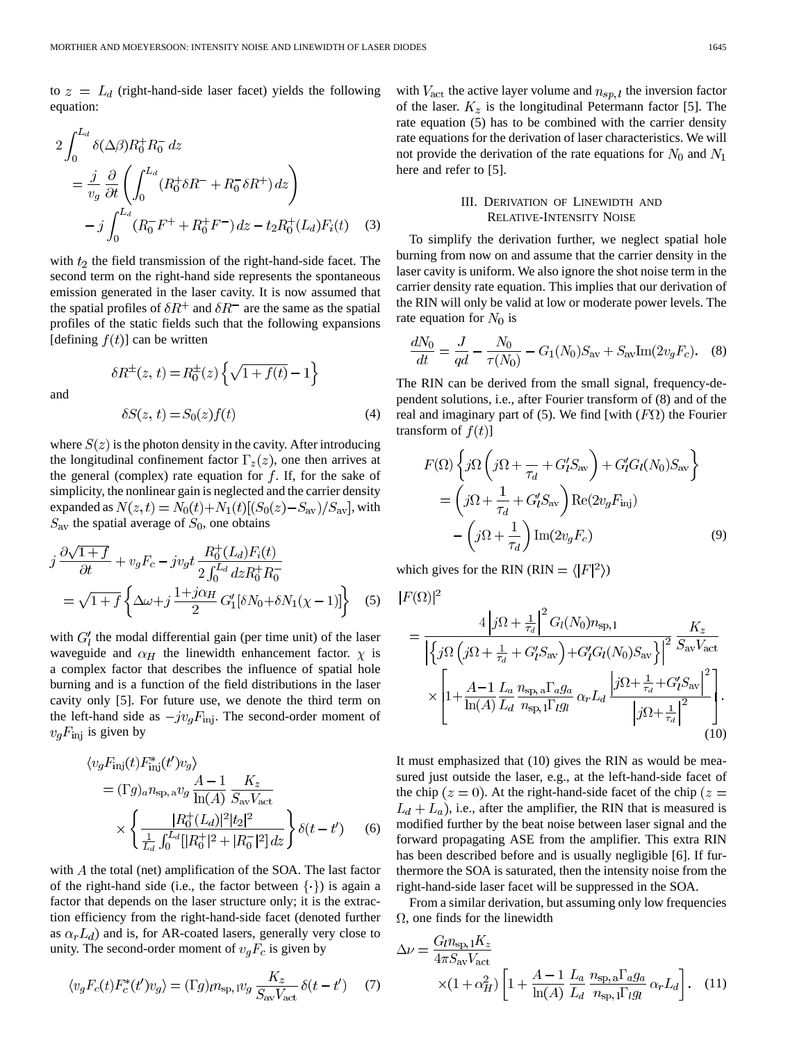to $z = L_d$ (right-hand-side laser facet) yields the following equation:

$$
\begin{aligned}
2\int_0^{L_d} \delta(\Delta\beta) R_0^+ R_0^- \, dz
&= \frac{j}{v_g}\frac{\partial}{\partial t}\left(\int_0^{L_d} (R_0^+ \delta R^- + R_0^- \delta R^+)\, dz\right) \\
&\quad - j\int_0^{L_d} (R_0^- F^+ + R_0^+ F^-)\, dz - t_2 R_0^+(L_d) F_i(t) \qquad (3)
\end{aligned}
$$

with $t_2$ the field transmission of the right-hand-side facet. The second term on the right-hand side represents the spontaneous emission generated in the laser cavity. It is now assumed that the spatial profiles of $\delta R^+$ and $\delta R^-$ are the same as the spatial profiles of the static fields such that the following expansions [defining $f(t)$] can be written

$$
\delta R^{\pm}(z,t) = R_0^{\pm}(z)\left\{\sqrt{1+f(t)} - 1\right\}
$$

and

$$
\delta S(z,t) = S_0(z) f(t) \qquad (4)
$$

where $S(z)$ is the photon density in the cavity. After introducing the longitudinal confinement factor $\Gamma_z(z)$, one then arrives at the general (complex) rate equation for $f$. If, for the sake of simplicity, the nonlinear gain is neglected and the carrier density expanded as $N(z,t) = N_0(t) + N_1(t)[(S_0(z) - S_{\text{av}})/S_{\text{av}}]$, with $S_{\text{av}}$ the spatial average of $S_0$, one obtains

$$
\begin{aligned}
j\frac{\partial\sqrt{1+f}}{\partial t} + v_g F_c - j v_g t \frac{R_0^+(L_d) F_i(t)}{2\int_0^{L_d} dz R_0^+ R_0^-}
= \sqrt{1+f}\left\{\Delta\omega + j\frac{1+j\alpha_H}{2} G_l'[\delta N_0 + \delta N_1(\chi - 1)]\right\} \qquad (5)
\end{aligned}
$$

with $G_l'$ the modal differential gain (per time unit) of the laser waveguide and $\alpha_H$ the linewidth enhancement factor. $\chi$ is a complex factor that describes the influence of spatial hole burning and is a function of the field distributions in the laser cavity only [5]. For future use, we denote the third term on the left-hand side as $-jv_g F_{\text{inj}}$. The second-order moment of $v_g F_{\text{inj}}$ is given by

$$
\begin{aligned}
\langle v_g F_{\text{inj}}(t) F_{\text{inj}}^*(t') v_g\rangle
&= (\Gamma g)_a n_{\text{sp,a}} v_g \frac{A-1}{\ln(A)} \frac{K_z}{S_{\text{av}} V_{\text{act}}} \\
&\quad \times \left\{\frac{|R_0^+(L_d)|^2 |t_2|^2}{\frac{1}{L_d}\int_0^{L_d}[|R_0^+|^2 + |R_0^-|^2]\, dz}\right\} \delta(t - t') \qquad (6)
\end{aligned}
$$

with $A$ the total (net) amplification of the SOA. The last factor of the right-hand side (i.e., the factor between $\{\cdot\}$) is again a factor that depends on the laser structure only; it is the extraction efficiency from the right-hand-side facet (denoted further as $\alpha_r L_d$) and is, for AR-coated lasers, generally very close to unity. The second-order moment of $v_g F_c$ is given by

$$
\langle v_g F_c(t) F_c^*(t') v_g\rangle = (\Gamma g)_l n_{\text{sp},l} v_g \frac{K_z}{S_{\text{av}} V_{\text{act}}} \delta(t - t') \qquad (7)
$$

with $V_{\text{act}}$ the active layer volume and $n_{sp,l}$ the inversion factor of the laser. $K_z$ is the longitudinal Petermann factor [5]. The rate equation (5) has to be combined with the carrier density rate equations for the derivation of laser characteristics. We will not provide the derivation of the rate equations for $N_0$ and $N_1$ here and refer to [5].

## III. Derivation of Linewidth and Relative-Intensity Noise

To simplify the derivation further, we neglect spatial hole burning from now on and assume that the carrier density in the laser cavity is uniform. We also ignore the shot noise term in the carrier density rate equation. This implies that our derivation of the RIN will only be valid at low or moderate power levels. The rate equation for $N_0$ is

$$
\frac{dN_0}{dt} = \frac{J}{qd} - \frac{N_0}{\tau(N_0)} - G_1(N_0) S_{\text{av}} + S_{\text{av}} \text{Im}(2 v_g F_c). \qquad (8)
$$

The RIN can be derived from the small signal, frequency-dependent solutions, i.e., after Fourier transform of (8) and of the real and imaginary part of (5). We find [with $(F\Omega)$ the Fourier transform of $f(t)$]

$$
\begin{aligned}
F(\Omega)\left\{j\Omega\left(j\Omega + \frac{}{\tau_d} + G_l' S_{\text{av}}\right) + G_l' G_l(N_0) S_{\text{av}}\right\}
&= \left(j\Omega + \frac{1}{\tau_d} + G_l' S_{\text{av}}\right)\text{Re}(2 v_g F_{\text{inj}}) \\
&\quad - \left(j\Omega + \frac{1}{\tau_d}\right)\text{Im}(2 v_g F_c) \qquad (9)
\end{aligned}
$$

which gives for the RIN ($\text{RIN} = \langle |F|^2\rangle$)

$$
\begin{aligned}
|F(\Omega)|^2
&= \frac{4\left|j\Omega + \frac{1}{\tau_d}\right|^2 G_l(N_0) n_{\text{sp},1}}{\left|\left\{j\Omega\left(j\Omega + \frac{1}{\tau_d} + G_l' S_{\text{av}}\right) + G_l' G_l(N_0) S_{\text{av}}\right\}\right|^2} \frac{K_z}{S_{\text{av}} V_{\text{act}}} \\
&\quad \times \left[1 + \frac{A-1}{\ln(A)} \frac{L_a}{L_d} \frac{n_{\text{sp,a}} \Gamma_a g_a}{n_{\text{sp},1} \Gamma_l g_l} \alpha_r L_d \frac{\left|j\Omega + \frac{1}{\tau_d} + G_l' S_{\text{av}}\right|^2}{\left|j\Omega + \frac{1}{\tau_d}\right|^2}\right]. \qquad (10)
\end{aligned}
$$

It must emphasized that (10) gives the RIN as would be measured just outside the laser, e.g., at the left-hand-side facet of the chip ($z = 0$). At the right-hand-side facet of the chip ($z = L_d + L_a$), i.e., after the amplifier, the RIN that is measured is modified further by the beat noise between laser signal and the forward propagating ASE from the amplifier. This extra RIN has been described before and is usually negligible [6]. If furthermore the SOA is saturated, then the intensity noise from the right-hand-side laser facet will be suppressed in the SOA.

From a similar derivation, but assuming only low frequencies $\Omega$, one finds for the linewidth

$$
\begin{aligned}
\Delta\nu = \frac{G_l n_{\text{sp},1} K_z}{4\pi S_{\text{av}} V_{\text{act}}}
(1 + \alpha_H^2)\left[1 + \frac{A-1}{\ln(A)} \frac{L_a}{L_d} \frac{n_{\text{sp,a}} \Gamma_a g_a}{n_{\text{sp},1} \Gamma_l g_l} \alpha_r L_d\right]. \qquad (11)
\end{aligned}
$$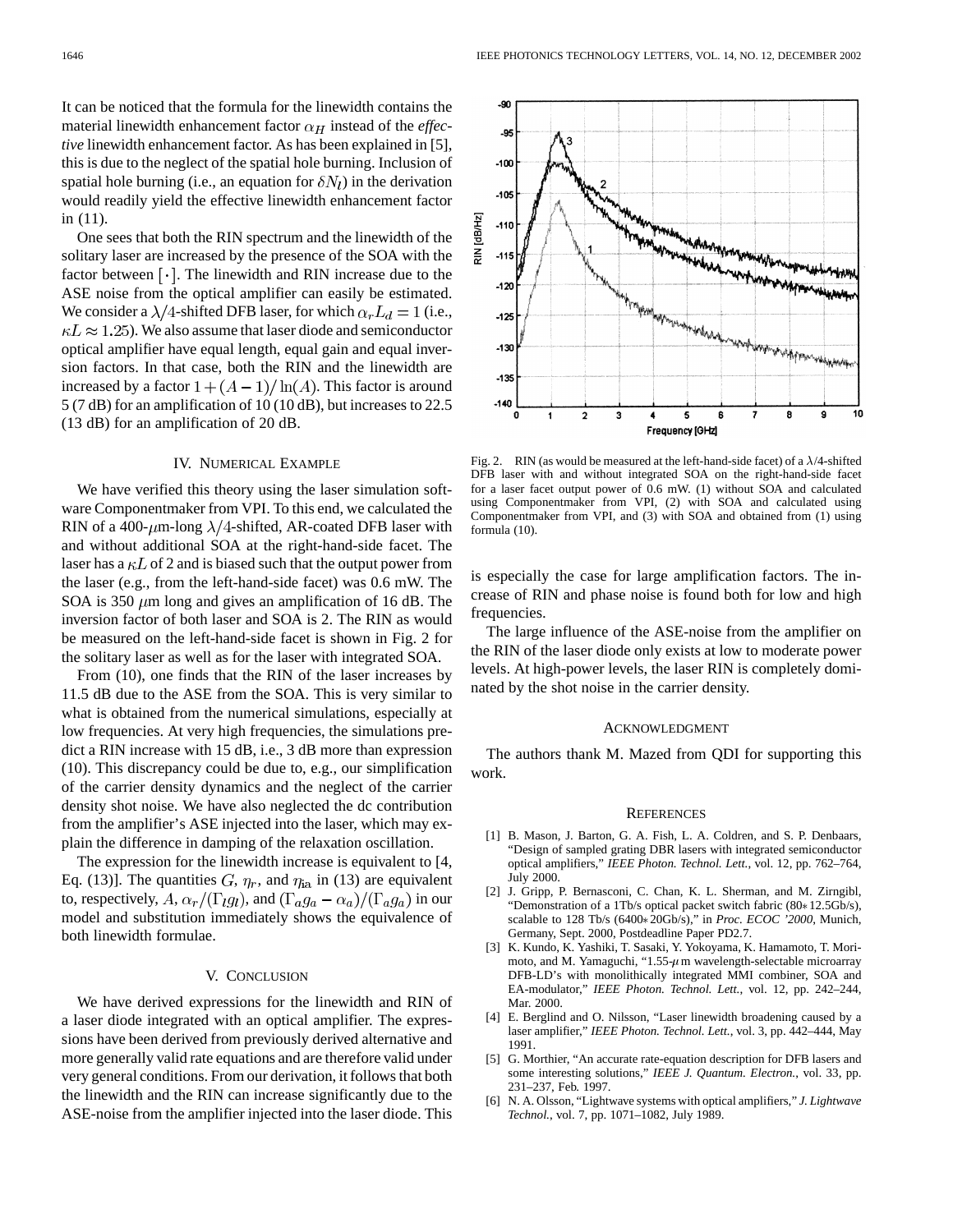It can be noticed that the formula for the linewidth contains the material linewidth enhancement factor $\alpha_H$ instead of the *effective* linewidth enhancement factor. As has been explained in [5], this is due to the neglect of the spatial hole burning. Inclusion of spatial hole burning (i.e., an equation for $\delta N_l$) in the derivation would readily yield the effective linewidth enhancement factor in (11).

One sees that both the RIN spectrum and the linewidth of the solitary laser are increased by the presence of the SOA with the factor between $[\cdot]$. The linewidth and RIN increase due to the ASE noise from the optical amplifier can easily be estimated. We consider a $\lambda/4$-shifted DFB laser, for which $\alpha_r L_d = 1$ (i.e., $\kappa L \approx 1.25$). We also assume that laser diode and semiconductor optical amplifier have equal length, equal gain and equal inversion factors. In that case, both the RIN and the linewidth are increased by a factor $1 + (A-1)/\ln(A)$. This factor is around 5 (7 dB) for an amplification of 10 (10 dB), but increases to 22.5 (13 dB) for an amplification of 20 dB.

## IV. Numerical Example

We have verified this theory using the laser simulation software Componentmaker from VPI. To this end, we calculated the RIN of a 400-$\mu$m-long $\lambda/4$-shifted, AR-coated DFB laser with and without additional SOA at the right-hand-side facet. The laser has a $\kappa L$ of 2 and is biased such that the output power from the laser (e.g., from the left-hand-side facet) was 0.6 mW. The SOA is 350 $\mu$m long and gives an amplification of 16 dB. The inversion factor of both laser and SOA is 2. The RIN as would be measured on the left-hand-side facet is shown in Fig. 2 for the solitary laser as well as for the laser with integrated SOA.

From (10), one finds that the RIN of the laser increases by 11.5 dB due to the ASE from the SOA. This is very similar to what is obtained from the numerical simulations, especially at low frequencies. At very high frequencies, the simulations predict a RIN increase with 15 dB, i.e., 3 dB more than expression (10). This discrepancy could be due to, e.g., our simplification of the carrier density dynamics and the neglect of the carrier density shot noise. We have also neglected the dc contribution from the amplifier's ASE injected into the laser, which may explain the difference in damping of the relaxation oscillation.

The expression for the linewidth increase is equivalent to [4, Eq. (13)]. The quantities $G$, $\eta_r$, and $\eta_{\rm ia}$ in (13) are equivalent to, respectively, $A$, $\alpha_r/(\Gamma_l g_l)$, and $(\Gamma_a g_a - \alpha_a)/(\Gamma_a g_a)$ in our model and substitution immediately shows the equivalence of both linewidth formulae.

## V. Conclusion

We have derived expressions for the linewidth and RIN of a laser diode integrated with an optical amplifier. The expressions have been derived from previously derived alternative and more generally valid rate equations and are therefore valid under very general conditions. From our derivation, it follows that both the linewidth and the RIN can increase significantly due to the ASE-noise from the amplifier injected into the laser diode. This is especially the case for large amplification factors. The increase of RIN and phase noise is found both for low and high frequencies.

The large influence of the ASE-noise from the amplifier on the RIN of the laser diode only exists at low to moderate power levels. At high-power levels, the laser RIN is completely dominated by the shot noise in the carrier density.

RIN [dB/Hz]
-90
-95
-100
-105
-110
-115
-120
-125
-130
-135
-140
0 1 2 3 4 5 6 7 8 9 10
Frequency [GHz]
3
2
1

Fig. 2. RIN (as would be measured at the left-hand-side facet) of a $\lambda/4$-shifted DFB laser with and without integrated SOA on the right-hand-side facet for a laser facet output power of 0.6 mW. (1) without SOA and calculated using Componentmaker from VPI, (2) with SOA and calculated using Componentmaker from VPI, and (3) with SOA and obtained from (1) using formula (10).

## Acknowledgment

The authors thank M. Mazed from QDI for supporting this work.

## References

[1] B. Mason, J. Barton, G. A. Fish, L. A. Coldren, and S. P. Denbaars, "Design of sampled grating DBR lasers with integrated semiconductor optical amplifiers," *IEEE Photon. Technol. Lett.*, vol. 12, pp. 762–764, July 2000.

[2] J. Gripp, P. Bernasconi, C. Chan, K. L. Sherman, and M. Zirngibl, "Demonstration of a 1Tb/s optical packet switch fabric (80∗12.5Gb/s), scalable to 128 Tb/s (6400∗20Gb/s)," in *Proc. ECOC '2000*, Munich, Germany, Sept. 2000, Postdeadline Paper PD2.7.

[3] K. Kundo, K. Yashiki, T. Sasaki, Y. Yokoyama, K. Hamamoto, T. Morimoto, and M. Yamaguchi, "1.55-$\mu$m wavelength-selectable microarray DFB-LD's with monolithically integrated MMI combiner, SOA and EA-modulator," *IEEE Photon. Technol. Lett.*, vol. 12, pp. 242–244, Mar. 2000.

[4] E. Berglind and O. Nilsson, "Laser linewidth broadening caused by a laser amplifier," *IEEE Photon. Technol. Lett.*, vol. 3, pp. 442–444, May 1991.

[5] G. Morthier, "An accurate rate-equation description for DFB lasers and some interesting solutions," *IEEE J. Quantum. Electron.*, vol. 33, pp. 231–237, Feb. 1997.

[6] N. A. Olsson, "Lightwave systems with optical amplifiers," *J. Lightwave Technol.*, vol. 7, pp. 1071–1082, July 1989.